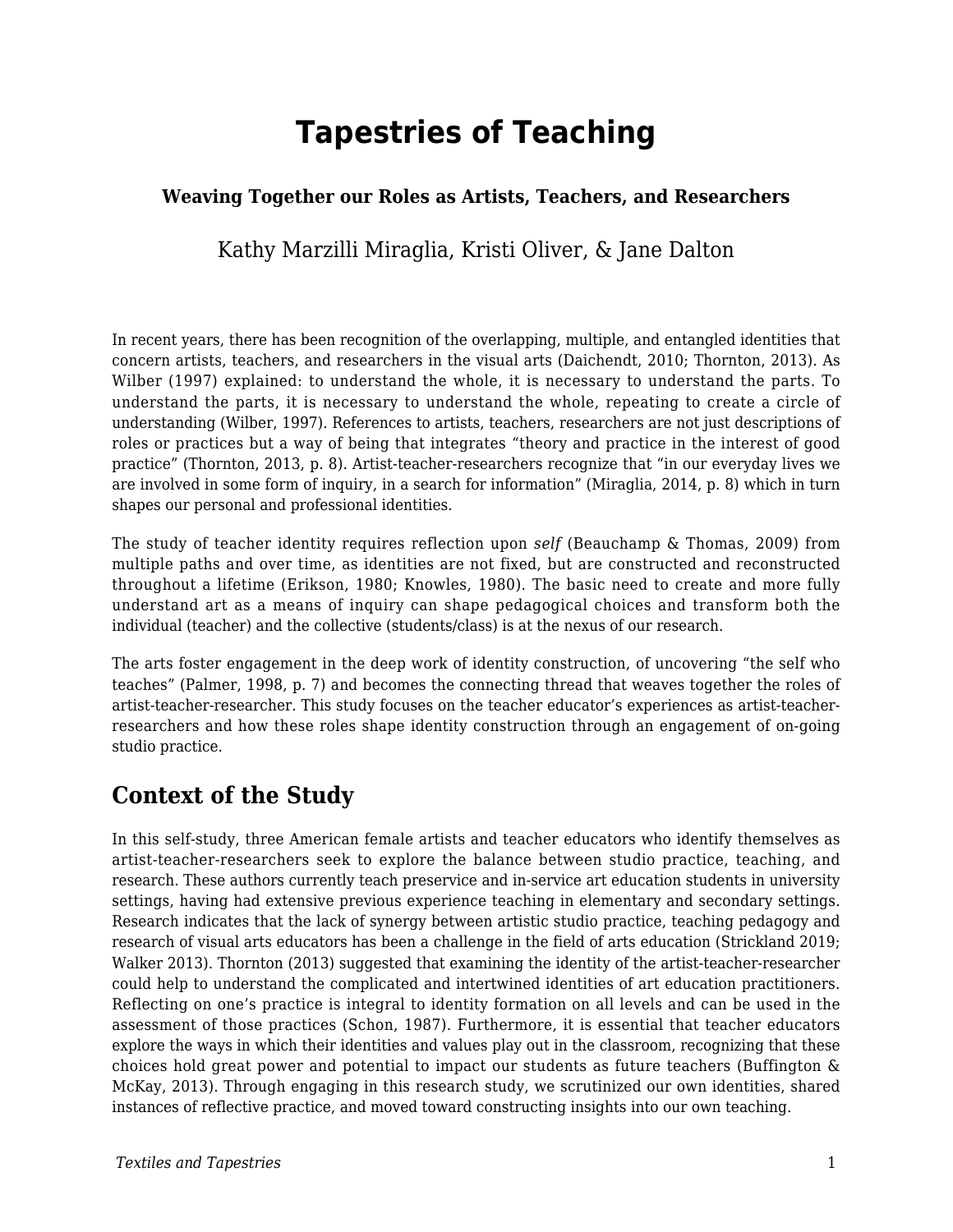# Tapestries of Teaching

### Weaving Together our Roles as Artists, Teachers, and Researchers

Kathy Marzilli Miraglia, Kristi Oliver, & Jane Dalton

In recent years, there has been recognition of the overlapping, multiple, and entangled identities that concern artists, teachers, and researchers in the visual arts (Daichendt, 2010; Thornton, 2013). As Wilber (1997) explained: to understand the whole, it is necessary to understand the parts. To understand the parts, it is necessary to understand the whole, repeating to create a circle of understanding (Wilber, 1997). References to artists, teachers, researchers are not just descriptions of roles or practices but a way of being that integrates "theory and practice in the interest of good practice" (Thornton, 2013, p. 8). Artist-teacher-researchers recognize that "in our everyday lives we are involved in some form of inquiry, in a search for information" (Miraglia, 2014, p. 8) which in turn shapes our personal and professional identities.

The study of teacher identity requires reflection upon *self* (Beauchamp & Thomas, 2009) from multiple paths and over time, as identities are not fixed, but are constructed and reconstructed throughout a lifetime (Erikson, 1980; Knowles, 1980). The basic need to create and more fully understand art as a means of inquiry can shape pedagogical choices and transform both the individual (teacher) and the collective (students/class) is at the nexus of our research.

The arts foster engagement in the deep work of identity construction, of uncovering "the self who teaches" (Palmer, 1998, p. 7) and becomes the connecting thread that weaves together the roles of artist-teacher-researcher. This study focuses on the teacher educator's experiences as artist-teacher-researchers and how these roles shape identity construction through an engagement of on-going studio practice.

## Context of the Study

In this self-study, three American female artists and teacher educators who identify themselves as artist-teacher-researchers seek to explore the balance between studio practice, teaching, and research. These authors currently teach preservice and in-service art education students in university settings, having had extensive previous experience teaching in elementary and secondary settings. Research indicates that the lack of synergy between artistic studio practice, teaching pedagogy and research of visual arts educators has been a challenge in the field of arts education (Strickland 2019; Walker 2013). Thornton (2013) suggested that examining the identity of the artist-teacher-researcher could help to understand the complicated and intertwined identities of art education practitioners. Reflecting on one's practice is integral to identity formation on all levels and can be used in the assessment of those practices (Schon, 1987). Furthermore, it is essential that teacher educators explore the ways in which their identities and values play out in the classroom, recognizing that these choices hold great power and potential to impact our students as future teachers (Buffington & McKay, 2013). Through engaging in this research study, we scrutinized our own identities, shared instances of reflective practice, and moved toward constructing insights into our own teaching.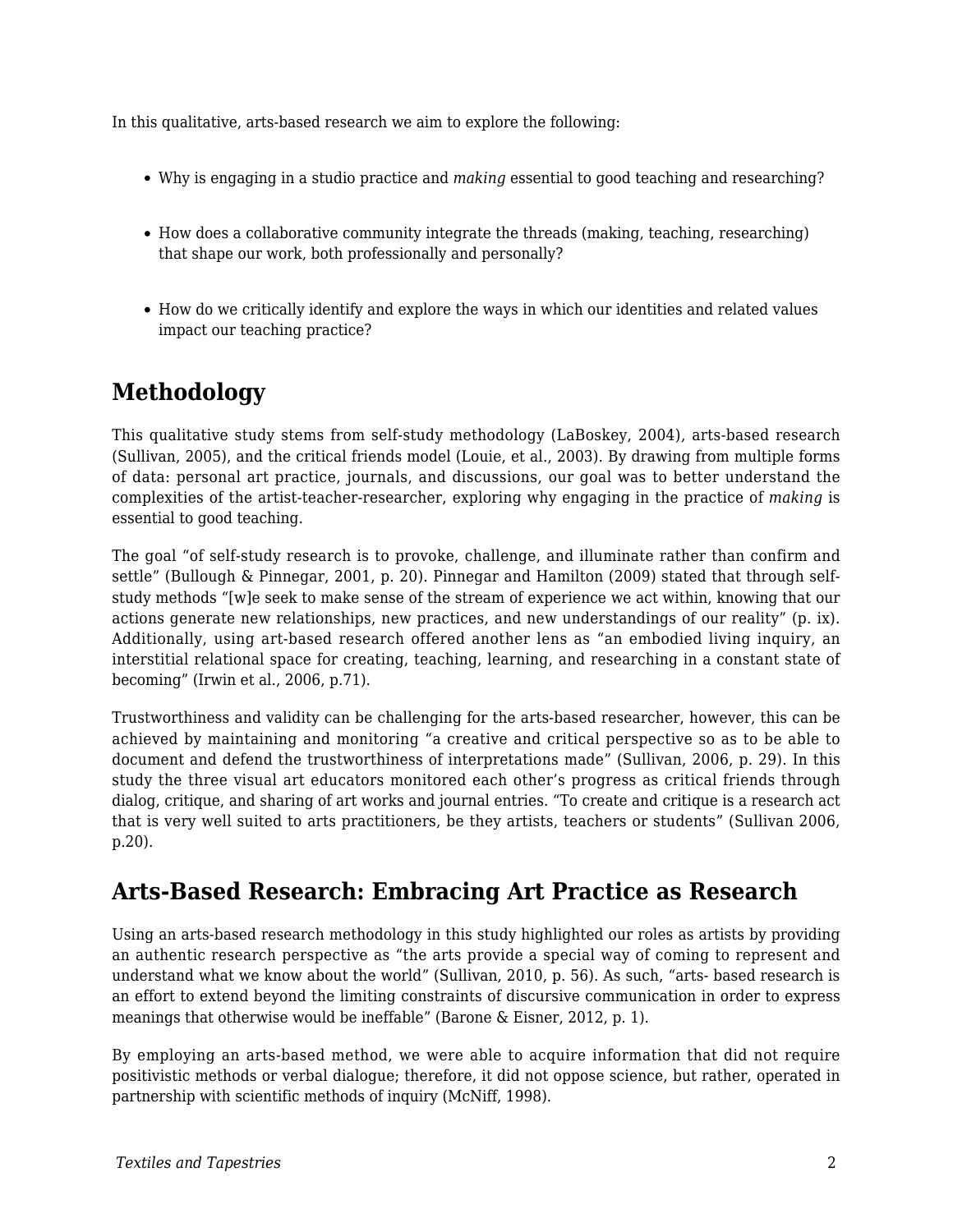In this qualitative, arts-based research we aim to explore the following:

- Why is engaging in a studio practice and *making* essential to good teaching and researching?
- How does a collaborative community integrate the threads (making, teaching, researching) that shape our work, both professionally and personally?
- How do we critically identify and explore the ways in which our identities and related values impact our teaching practice?

## Methodology

This qualitative study stems from self-study methodology (LaBoskey, 2004), arts-based research (Sullivan, 2005), and the critical friends model (Louie, et al., 2003). By drawing from multiple forms of data: personal art practice, journals, and discussions, our goal was to better understand the complexities of the artist-teacher-researcher, exploring why engaging in the practice of *making* is essential to good teaching.

The goal "of self-study research is to provoke, challenge, and illuminate rather than confirm and settle" (Bullough & Pinnegar, 2001, p. 20). Pinnegar and Hamilton (2009) stated that through self-study methods "[w]e seek to make sense of the stream of experience we act within, knowing that our actions generate new relationships, new practices, and new understandings of our reality" (p. ix). Additionally, using art-based research offered another lens as "an embodied living inquiry, an interstitial relational space for creating, teaching, learning, and researching in a constant state of becoming" (Irwin et al., 2006, p.71).

Trustworthiness and validity can be challenging for the arts-based researcher, however, this can be achieved by maintaining and monitoring "a creative and critical perspective so as to be able to document and defend the trustworthiness of interpretations made" (Sullivan, 2006, p. 29). In this study the three visual art educators monitored each other's progress as critical friends through dialog, critique, and sharing of art works and journal entries. "To create and critique is a research act that is very well suited to arts practitioners, be they artists, teachers or students" (Sullivan 2006, p.20).

## Arts-Based Research: Embracing Art Practice as Research

Using an arts-based research methodology in this study highlighted our roles as artists by providing an authentic research perspective as "the arts provide a special way of coming to represent and understand what we know about the world" (Sullivan, 2010, p. 56). As such, "arts- based research is an effort to extend beyond the limiting constraints of discursive communication in order to express meanings that otherwise would be ineffable" (Barone & Eisner, 2012, p. 1).

By employing an arts-based method, we were able to acquire information that did not require positivistic methods or verbal dialogue; therefore, it did not oppose science, but rather, operated in partnership with scientific methods of inquiry (McNiff, 1998).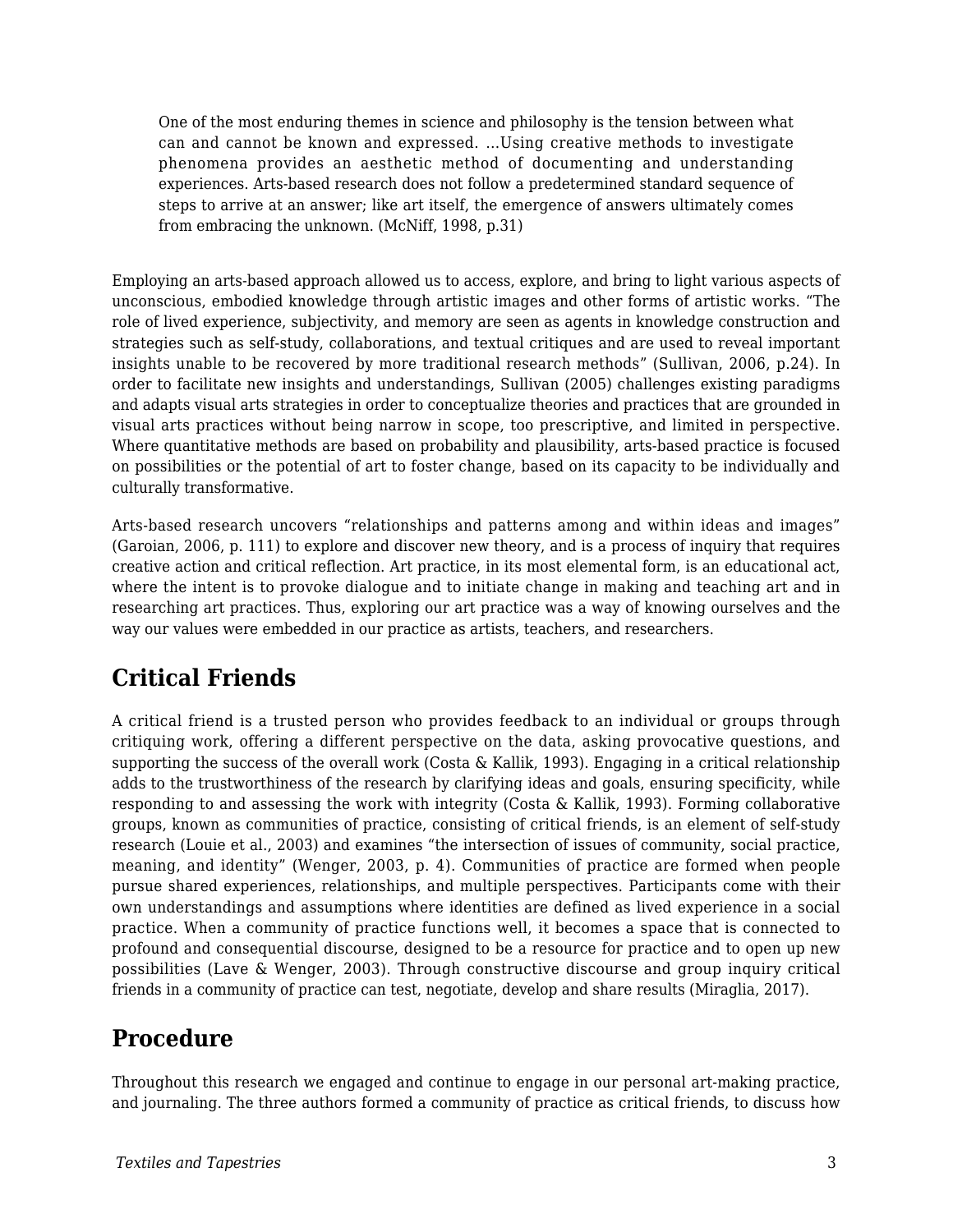> One of the most enduring themes in science and philosophy is the tension between what can and cannot be known and expressed. …Using creative methods to investigate phenomena provides an aesthetic method of documenting and understanding experiences. Arts-based research does not follow a predetermined standard sequence of steps to arrive at an answer; like art itself, the emergence of answers ultimately comes from embracing the unknown. (McNiff, 1998, p.31)

Employing an arts-based approach allowed us to access, explore, and bring to light various aspects of unconscious, embodied knowledge through artistic images and other forms of artistic works. "The role of lived experience, subjectivity, and memory are seen as agents in knowledge construction and strategies such as self-study, collaborations, and textual critiques and are used to reveal important insights unable to be recovered by more traditional research methods" (Sullivan, 2006, p.24). In order to facilitate new insights and understandings, Sullivan (2005) challenges existing paradigms and adapts visual arts strategies in order to conceptualize theories and practices that are grounded in visual arts practices without being narrow in scope, too prescriptive, and limited in perspective. Where quantitative methods are based on probability and plausibility, arts-based practice is focused on possibilities or the potential of art to foster change, based on its capacity to be individually and culturally transformative.

Arts-based research uncovers "relationships and patterns among and within ideas and images" (Garoian, 2006, p. 111) to explore and discover new theory, and is a process of inquiry that requires creative action and critical reflection. Art practice, in its most elemental form, is an educational act, where the intent is to provoke dialogue and to initiate change in making and teaching art and in researching art practices. Thus, exploring our art practice was a way of knowing ourselves and the way our values were embedded in our practice as artists, teachers, and researchers.

## Critical Friends

A critical friend is a trusted person who provides feedback to an individual or groups through critiquing work, offering a different perspective on the data, asking provocative questions, and supporting the success of the overall work (Costa & Kallik, 1993). Engaging in a critical relationship adds to the trustworthiness of the research by clarifying ideas and goals, ensuring specificity, while responding to and assessing the work with integrity (Costa & Kallik, 1993). Forming collaborative groups, known as communities of practice, consisting of critical friends, is an element of self-study research (Louie et al., 2003) and examines "the intersection of issues of community, social practice, meaning, and identity" (Wenger, 2003, p. 4). Communities of practice are formed when people pursue shared experiences, relationships, and multiple perspectives. Participants come with their own understandings and assumptions where identities are defined as lived experience in a social practice. When a community of practice functions well, it becomes a space that is connected to profound and consequential discourse, designed to be a resource for practice and to open up new possibilities (Lave & Wenger, 2003). Through constructive discourse and group inquiry critical friends in a community of practice can test, negotiate, develop and share results (Miraglia, 2017).

## Procedure

Throughout this research we engaged and continue to engage in our personal art-making practice, and journaling. The three authors formed a community of practice as critical friends, to discuss how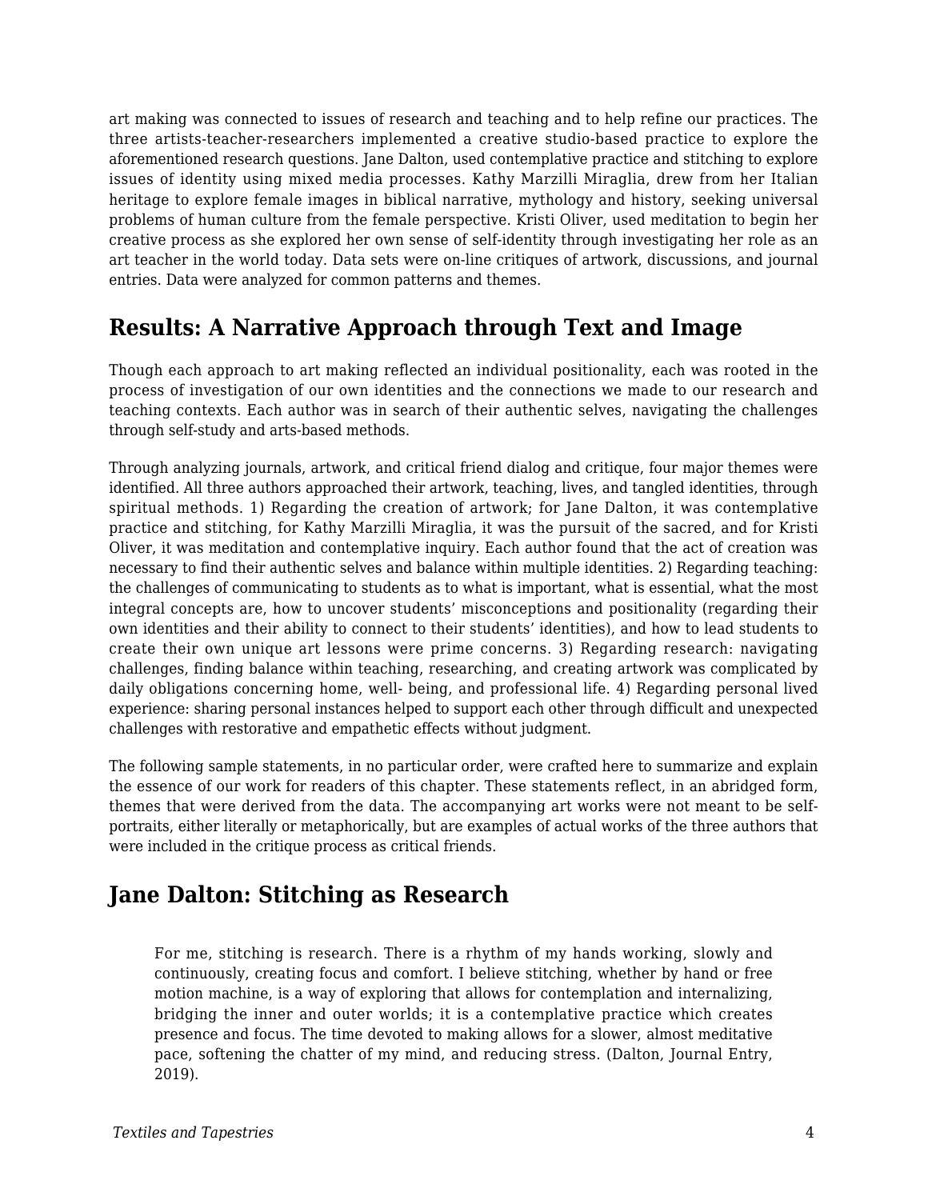art making was connected to issues of research and teaching and to help refine our practices. The three artists-teacher-researchers implemented a creative studio-based practice to explore the aforementioned research questions. Jane Dalton, used contemplative practice and stitching to explore issues of identity using mixed media processes. Kathy Marzilli Miraglia, drew from her Italian heritage to explore female images in biblical narrative, mythology and history, seeking universal problems of human culture from the female perspective. Kristi Oliver, used meditation to begin her creative process as she explored her own sense of self-identity through investigating her role as an art teacher in the world today. Data sets were on-line critiques of artwork, discussions, and journal entries. Data were analyzed for common patterns and themes.

## Results: A Narrative Approach through Text and Image

Though each approach to art making reflected an individual positionality, each was rooted in the process of investigation of our own identities and the connections we made to our research and teaching contexts. Each author was in search of their authentic selves, navigating the challenges through self-study and arts-based methods.

Through analyzing journals, artwork, and critical friend dialog and critique, four major themes were identified. All three authors approached their artwork, teaching, lives, and tangled identities, through spiritual methods. 1) Regarding the creation of artwork; for Jane Dalton, it was contemplative practice and stitching, for Kathy Marzilli Miraglia, it was the pursuit of the sacred, and for Kristi Oliver, it was meditation and contemplative inquiry. Each author found that the act of creation was necessary to find their authentic selves and balance within multiple identities. 2) Regarding teaching: the challenges of communicating to students as to what is important, what is essential, what the most integral concepts are, how to uncover students' misconceptions and positionality (regarding their own identities and their ability to connect to their students' identities), and how to lead students to create their own unique art lessons were prime concerns. 3) Regarding research: navigating challenges, finding balance within teaching, researching, and creating artwork was complicated by daily obligations concerning home, well- being, and professional life. 4) Regarding personal lived experience: sharing personal instances helped to support each other through difficult and unexpected challenges with restorative and empathetic effects without judgment.

The following sample statements, in no particular order, were crafted here to summarize and explain the essence of our work for readers of this chapter. These statements reflect, in an abridged form, themes that were derived from the data. The accompanying art works were not meant to be self-portraits, either literally or metaphorically, but are examples of actual works of the three authors that were included in the critique process as critical friends.

## Jane Dalton: Stitching as Research

> For me, stitching is research. There is a rhythm of my hands working, slowly and continuously, creating focus and comfort. I believe stitching, whether by hand or free motion machine, is a way of exploring that allows for contemplation and internalizing, bridging the inner and outer worlds; it is a contemplative practice which creates presence and focus. The time devoted to making allows for a slower, almost meditative pace, softening the chatter of my mind, and reducing stress. (Dalton, Journal Entry, 2019).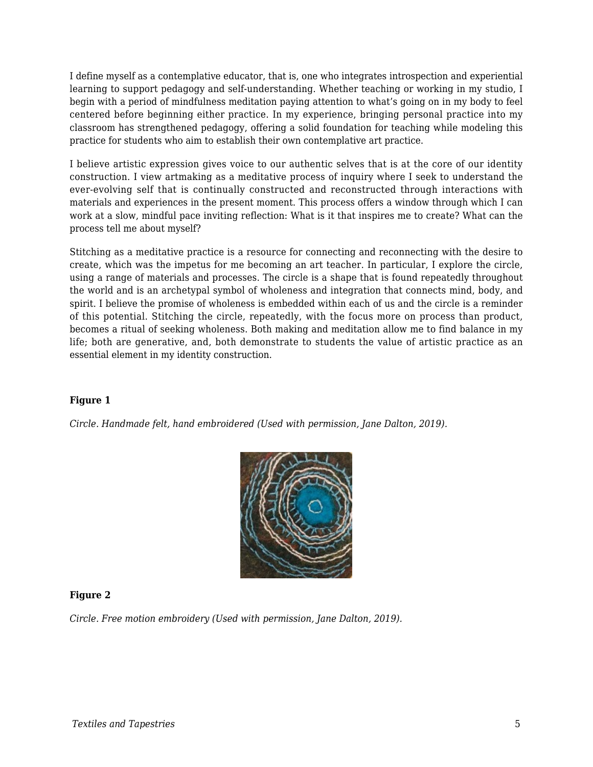I define myself as a contemplative educator, that is, one who integrates introspection and experiential learning to support pedagogy and self-understanding. Whether teaching or working in my studio, I begin with a period of mindfulness meditation paying attention to what's going on in my body to feel centered before beginning either practice. In my experience, bringing personal practice into my classroom has strengthened pedagogy, offering a solid foundation for teaching while modeling this practice for students who aim to establish their own contemplative art practice.

I believe artistic expression gives voice to our authentic selves that is at the core of our identity construction. I view artmaking as a meditative process of inquiry where I seek to understand the ever-evolving self that is continually constructed and reconstructed through interactions with materials and experiences in the present moment. This process offers a window through which I can work at a slow, mindful pace inviting reflection: What is it that inspires me to create? What can the process tell me about myself?

Stitching as a meditative practice is a resource for connecting and reconnecting with the desire to create, which was the impetus for me becoming an art teacher. In particular, I explore the circle, using a range of materials and processes. The circle is a shape that is found repeatedly throughout the world and is an archetypal symbol of wholeness and integration that connects mind, body, and spirit. I believe the promise of wholeness is embedded within each of us and the circle is a reminder of this potential. Stitching the circle, repeatedly, with the focus more on process than product, becomes a ritual of seeking wholeness. Both making and meditation allow me to find balance in my life; both are generative, and, both demonstrate to students the value of artistic practice as an essential element in my identity construction.

**Figure 1**

*Circle. Handmade felt, hand embroidered (Used with permission, Jane Dalton, 2019).*

**Figure 2**

*Circle. Free motion embroidery (Used with permission, Jane Dalton, 2019).*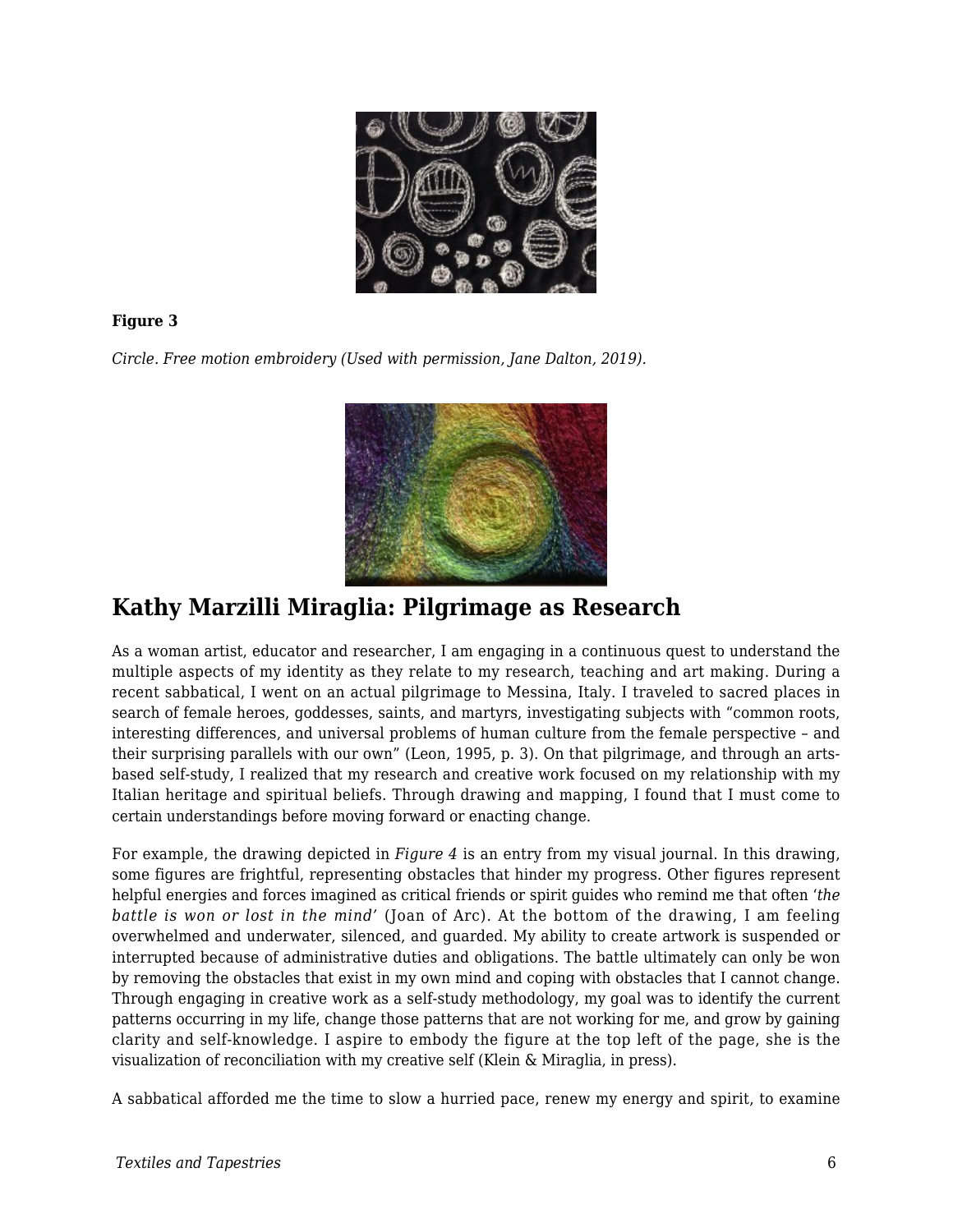**Figure 3**

*Circle. Free motion embroidery (Used with permission, Jane Dalton, 2019).*

## Kathy Marzilli Miraglia: Pilgrimage as Research

As a woman artist, educator and researcher, I am engaging in a continuous quest to understand the multiple aspects of my identity as they relate to my research, teaching and art making. During a recent sabbatical, I went on an actual pilgrimage to Messina, Italy. I traveled to sacred places in search of female heroes, goddesses, saints, and martyrs, investigating subjects with "common roots, interesting differences, and universal problems of human culture from the female perspective – and their surprising parallels with our own" (Leon, 1995, p. 3). On that pilgrimage, and through an arts-based self-study, I realized that my research and creative work focused on my relationship with my Italian heritage and spiritual beliefs. Through drawing and mapping, I found that I must come to certain understandings before moving forward or enacting change.

For example, the drawing depicted in *Figure 4* is an entry from my visual journal. In this drawing, some figures are frightful, representing obstacles that hinder my progress. Other figures represent helpful energies and forces imagined as critical friends or spirit guides who remind me that often '*the battle is won or lost in the mind*' (Joan of Arc). At the bottom of the drawing, I am feeling overwhelmed and underwater, silenced, and guarded. My ability to create artwork is suspended or interrupted because of administrative duties and obligations. The battle ultimately can only be won by removing the obstacles that exist in my own mind and coping with obstacles that I cannot change. Through engaging in creative work as a self-study methodology, my goal was to identify the current patterns occurring in my life, change those patterns that are not working for me, and grow by gaining clarity and self-knowledge. I aspire to embody the figure at the top left of the page, she is the visualization of reconciliation with my creative self (Klein & Miraglia, in press).

A sabbatical afforded me the time to slow a hurried pace, renew my energy and spirit, to examine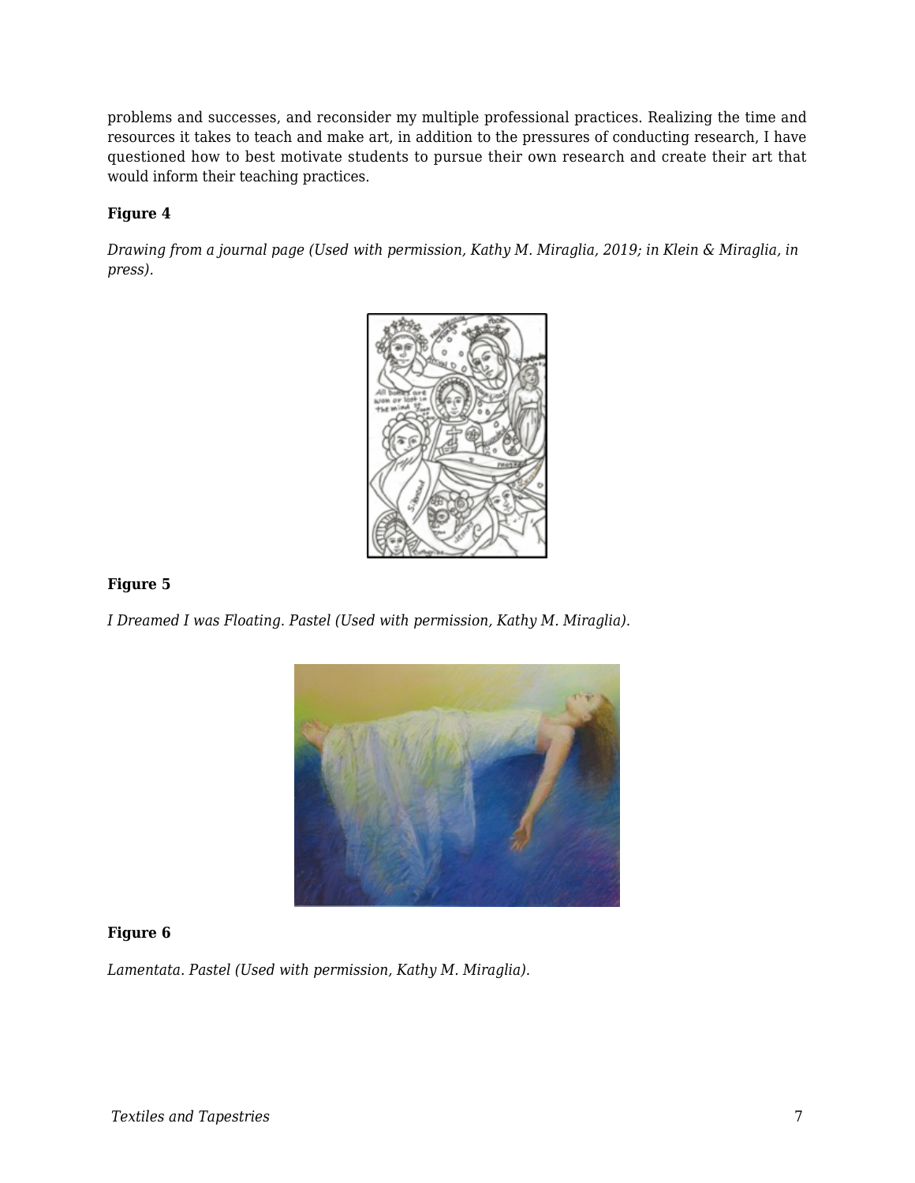problems and successes, and reconsider my multiple professional practices. Realizing the time and resources it takes to teach and make art, in addition to the pressures of conducting research, I have questioned how to best motivate students to pursue their own research and create their art that would inform their teaching practices.

**Figure 4**

*Drawing from a journal page (Used with permission, Kathy M. Miraglia, 2019; in Klein & Miraglia, in press).*

**Figure 5**

*I Dreamed I was Floating. Pastel (Used with permission, Kathy M. Miraglia).*

**Figure 6**

*Lamentata. Pastel (Used with permission, Kathy M. Miraglia).*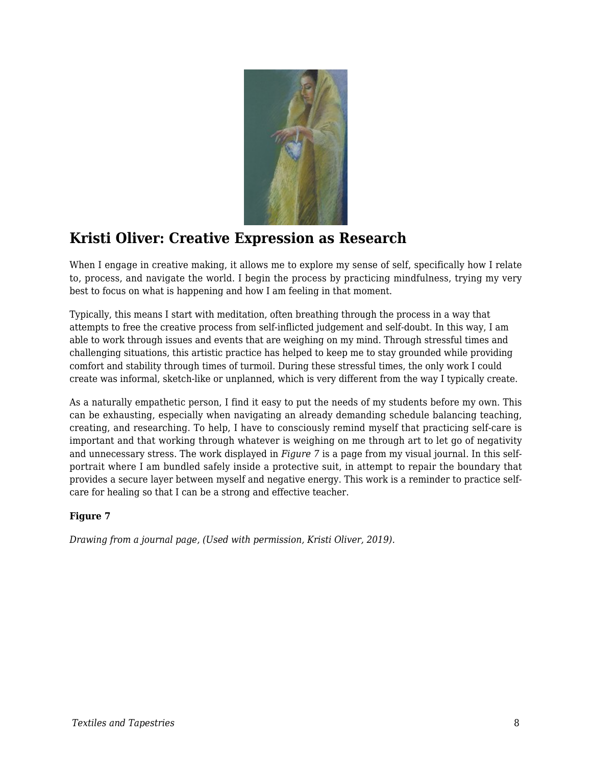## Kristi Oliver: Creative Expression as Research

When I engage in creative making, it allows me to explore my sense of self, specifically how I relate to, process, and navigate the world. I begin the process by practicing mindfulness, trying my very best to focus on what is happening and how I am feeling in that moment.

Typically, this means I start with meditation, often breathing through the process in a way that attempts to free the creative process from self-inflicted judgement and self-doubt. In this way, I am able to work through issues and events that are weighing on my mind. Through stressful times and challenging situations, this artistic practice has helped to keep me to stay grounded while providing comfort and stability through times of turmoil. During these stressful times, the only work I could create was informal, sketch-like or unplanned, which is very different from the way I typically create.

As a naturally empathetic person, I find it easy to put the needs of my students before my own. This can be exhausting, especially when navigating an already demanding schedule balancing teaching, creating, and researching. To help, I have to consciously remind myself that practicing self-care is important and that working through whatever is weighing on me through art to let go of negativity and unnecessary stress. The work displayed in *Figure 7* is a page from my visual journal. In this self-portrait where I am bundled safely inside a protective suit, in attempt to repair the boundary that provides a secure layer between myself and negative energy. This work is a reminder to practice self-care for healing so that I can be a strong and effective teacher.

**Figure 7**

*Drawing from a journal page, (Used with permission, Kristi Oliver, 2019).*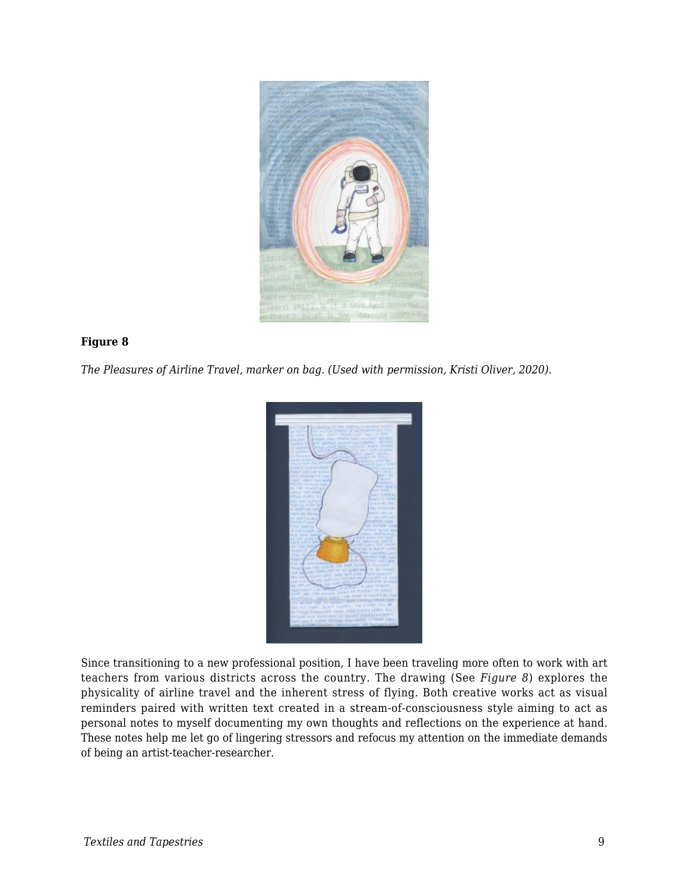**Figure 8**

*The Pleasures of Airline Travel, marker on bag. (Used with permission, Kristi Oliver, 2020).*

Since transitioning to a new professional position, I have been traveling more often to work with art teachers from various districts across the country. The drawing (See *Figure 8*) explores the physicality of airline travel and the inherent stress of flying. Both creative works act as visual reminders paired with written text created in a stream-of-consciousness style aiming to act as personal notes to myself documenting my own thoughts and reflections on the experience at hand. These notes help me let go of lingering stressors and refocus my attention on the immediate demands of being an artist-teacher-researcher.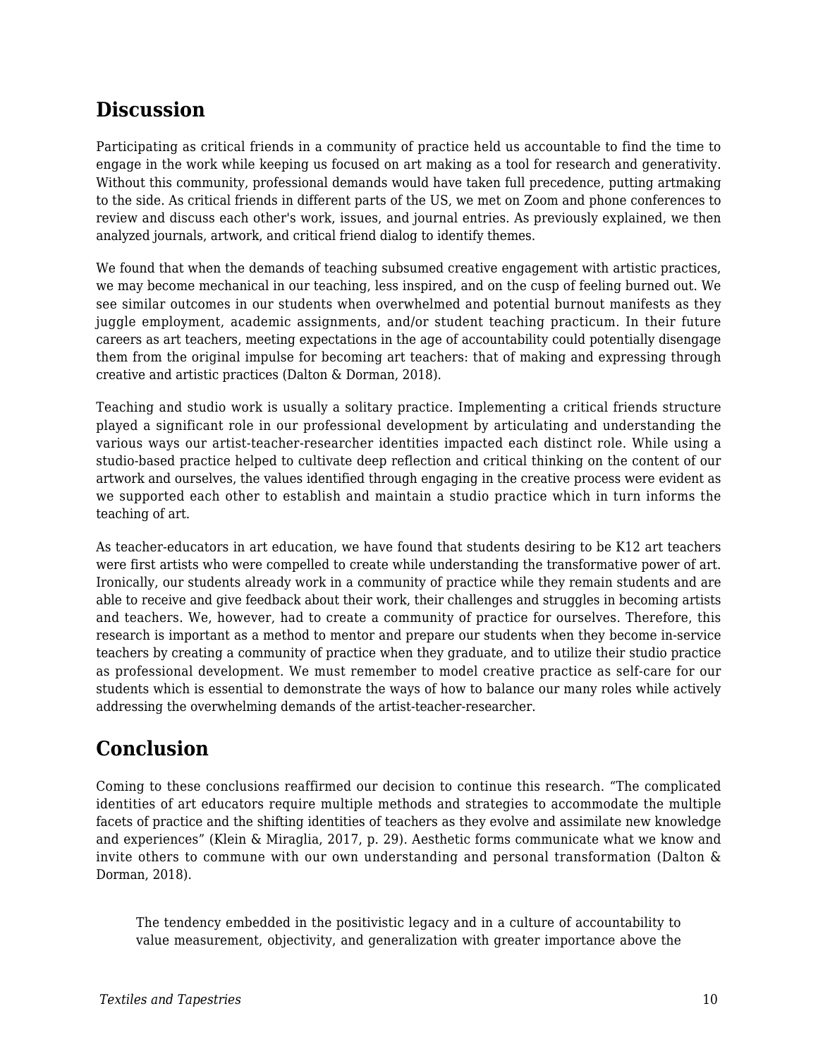## Discussion

Participating as critical friends in a community of practice held us accountable to find the time to engage in the work while keeping us focused on art making as a tool for research and generativity. Without this community, professional demands would have taken full precedence, putting artmaking to the side. As critical friends in different parts of the US, we met on Zoom and phone conferences to review and discuss each other's work, issues, and journal entries. As previously explained, we then analyzed journals, artwork, and critical friend dialog to identify themes.

We found that when the demands of teaching subsumed creative engagement with artistic practices, we may become mechanical in our teaching, less inspired, and on the cusp of feeling burned out. We see similar outcomes in our students when overwhelmed and potential burnout manifests as they juggle employment, academic assignments, and/or student teaching practicum. In their future careers as art teachers, meeting expectations in the age of accountability could potentially disengage them from the original impulse for becoming art teachers: that of making and expressing through creative and artistic practices (Dalton & Dorman, 2018).

Teaching and studio work is usually a solitary practice. Implementing a critical friends structure played a significant role in our professional development by articulating and understanding the various ways our artist-teacher-researcher identities impacted each distinct role. While using a studio-based practice helped to cultivate deep reflection and critical thinking on the content of our artwork and ourselves, the values identified through engaging in the creative process were evident as we supported each other to establish and maintain a studio practice which in turn informs the teaching of art.

As teacher-educators in art education, we have found that students desiring to be K12 art teachers were first artists who were compelled to create while understanding the transformative power of art. Ironically, our students already work in a community of practice while they remain students and are able to receive and give feedback about their work, their challenges and struggles in becoming artists and teachers. We, however, had to create a community of practice for ourselves. Therefore, this research is important as a method to mentor and prepare our students when they become in-service teachers by creating a community of practice when they graduate, and to utilize their studio practice as professional development. We must remember to model creative practice as self-care for our students which is essential to demonstrate the ways of how to balance our many roles while actively addressing the overwhelming demands of the artist-teacher-researcher.

## Conclusion

Coming to these conclusions reaffirmed our decision to continue this research. “The complicated identities of art educators require multiple methods and strategies to accommodate the multiple facets of practice and the shifting identities of teachers as they evolve and assimilate new knowledge and experiences” (Klein & Miraglia, 2017, p. 29). Aesthetic forms communicate what we know and invite others to commune with our own understanding and personal transformation (Dalton & Dorman, 2018).

> The tendency embedded in the positivistic legacy and in a culture of accountability to value measurement, objectivity, and generalization with greater importance above the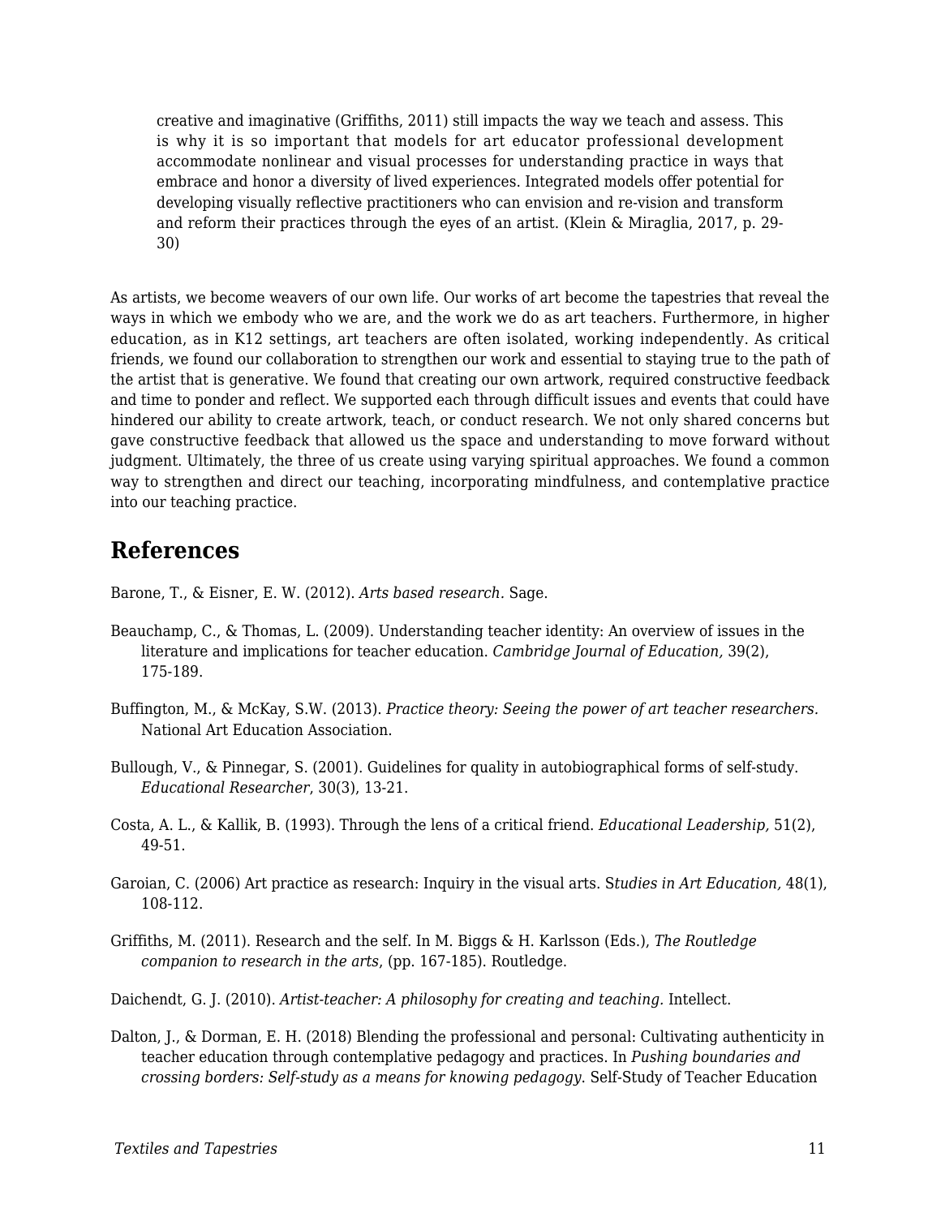> creative and imaginative (Griffiths, 2011) still impacts the way we teach and assess. This is why it is so important that models for art educator professional development accommodate nonlinear and visual processes for understanding practice in ways that embrace and honor a diversity of lived experiences. Integrated models offer potential for developing visually reflective practitioners who can envision and re-vision and transform and reform their practices through the eyes of an artist. (Klein & Miraglia, 2017, p. 29-30)

As artists, we become weavers of our own life. Our works of art become the tapestries that reveal the ways in which we embody who we are, and the work we do as art teachers. Furthermore, in higher education, as in K12 settings, art teachers are often isolated, working independently. As critical friends, we found our collaboration to strengthen our work and essential to staying true to the path of the artist that is generative. We found that creating our own artwork, required constructive feedback and time to ponder and reflect. We supported each through difficult issues and events that could have hindered our ability to create artwork, teach, or conduct research. We not only shared concerns but gave constructive feedback that allowed us the space and understanding to move forward without judgment. Ultimately, the three of us create using varying spiritual approaches. We found a common way to strengthen and direct our teaching, incorporating mindfulness, and contemplative practice into our teaching practice.

## References

Barone, T., & Eisner, E. W. (2012). *Arts based research.* Sage.

Beauchamp, C., & Thomas, L. (2009). Understanding teacher identity: An overview of issues in the literature and implications for teacher education. *Cambridge Journal of Education,* 39(2), 175-189.

Buffington, M., & McKay, S.W. (2013). *Practice theory: Seeing the power of art teacher researchers.* National Art Education Association.

Bullough, V., & Pinnegar, S. (2001). Guidelines for quality in autobiographical forms of self-study. *Educational Researcher*, 30(3), 13-21.

Costa, A. L., & Kallik, B. (1993). Through the lens of a critical friend. *Educational Leadership,* 51(2), 49-51.

Garoian, C. (2006) Art practice as research: Inquiry in the visual arts. S*tudies in Art Education,* 48(1), 108-112.

Griffiths, M. (2011). Research and the self. In M. Biggs & H. Karlsson (Eds.), *The Routledge companion to research in the arts*, (pp. 167-185). Routledge.

Daichendt, G. J. (2010). *Artist-teacher: A philosophy for creating and teaching.* Intellect.

Dalton, J., & Dorman, E. H. (2018) Blending the professional and personal: Cultivating authenticity in teacher education through contemplative pedagogy and practices. In *Pushing boundaries and crossing borders: Self-study as a means for knowing pedagogy*. Self-Study of Teacher Education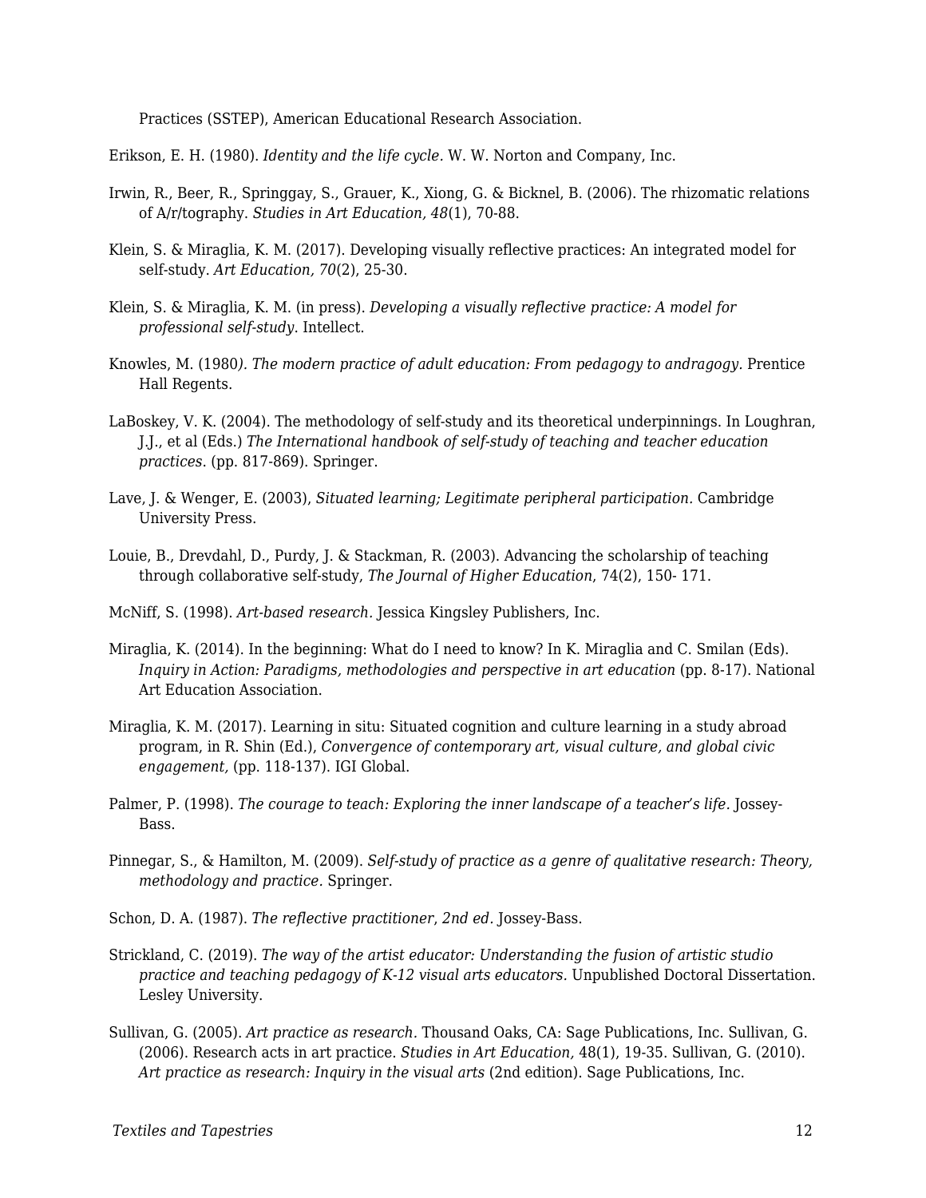Practices (SSTEP), American Educational Research Association.

Erikson, E. H. (1980). *Identity and the life cycle.* W. W. Norton and Company, Inc.

Irwin, R., Beer, R., Springgay, S., Grauer, K., Xiong, G. & Bicknel, B. (2006). The rhizomatic relations of A/r/tography. *Studies in Art Education, 48*(1), 70-88.

Klein, S. & Miraglia, K. M. (2017). Developing visually reflective practices: An integrated model for self-study. *Art Education, 70*(2), 25-30.

Klein, S. & Miraglia, K. M. (in press). *Developing a visually reflective practice: A model for professional self-study*. Intellect.

Knowles, M. (1980*). The modern practice of adult education: From pedagogy to andragogy.* Prentice Hall Regents.

LaBoskey, V. K. (2004). The methodology of self-study and its theoretical underpinnings. In Loughran, J.J., et al (Eds.) *The International handbook of self-study of teaching and teacher education practices*. (pp. 817-869). Springer.

Lave, J. & Wenger, E. (2003), *Situated learning; Legitimate peripheral participation.* Cambridge University Press.

Louie, B., Drevdahl, D., Purdy, J. & Stackman, R. (2003). Advancing the scholarship of teaching through collaborative self-study, *The Journal of Higher Education*, 74(2), 150- 171.

McNiff, S. (1998). *Art-based research.* Jessica Kingsley Publishers, Inc.

Miraglia, K. (2014). In the beginning: What do I need to know? In K. Miraglia and C. Smilan (Eds). *Inquiry in Action: Paradigms, methodologies and perspective in art education* (pp. 8-17). National Art Education Association.

Miraglia, K. M. (2017). Learning in situ: Situated cognition and culture learning in a study abroad program, in R. Shin (Ed.), *Convergence of contemporary art, visual culture, and global civic engagement,* (pp. 118-137). IGI Global.

Palmer, P. (1998). *The courage to teach: Exploring the inner landscape of a teacher's life.* Jossey-Bass.

Pinnegar, S., & Hamilton, M. (2009). *Self-study of practice as a genre of qualitative research: Theory, methodology and practice*. Springer.

Schon, D. A. (1987). *The reflective practitioner, 2nd ed.* Jossey-Bass.

Strickland, C. (2019). *The way of the artist educator: Understanding the fusion of artistic studio practice and teaching pedagogy of K-12 visual arts educators.* Unpublished Doctoral Dissertation. Lesley University.

Sullivan, G. (2005). *Art practice as research.* Thousand Oaks, CA: Sage Publications, Inc. Sullivan, G. (2006). Research acts in art practice. *Studies in Art Education,* 48(1), 19-35. Sullivan, G. (2010). *Art practice as research: Inquiry in the visual arts* (2nd edition). Sage Publications, Inc.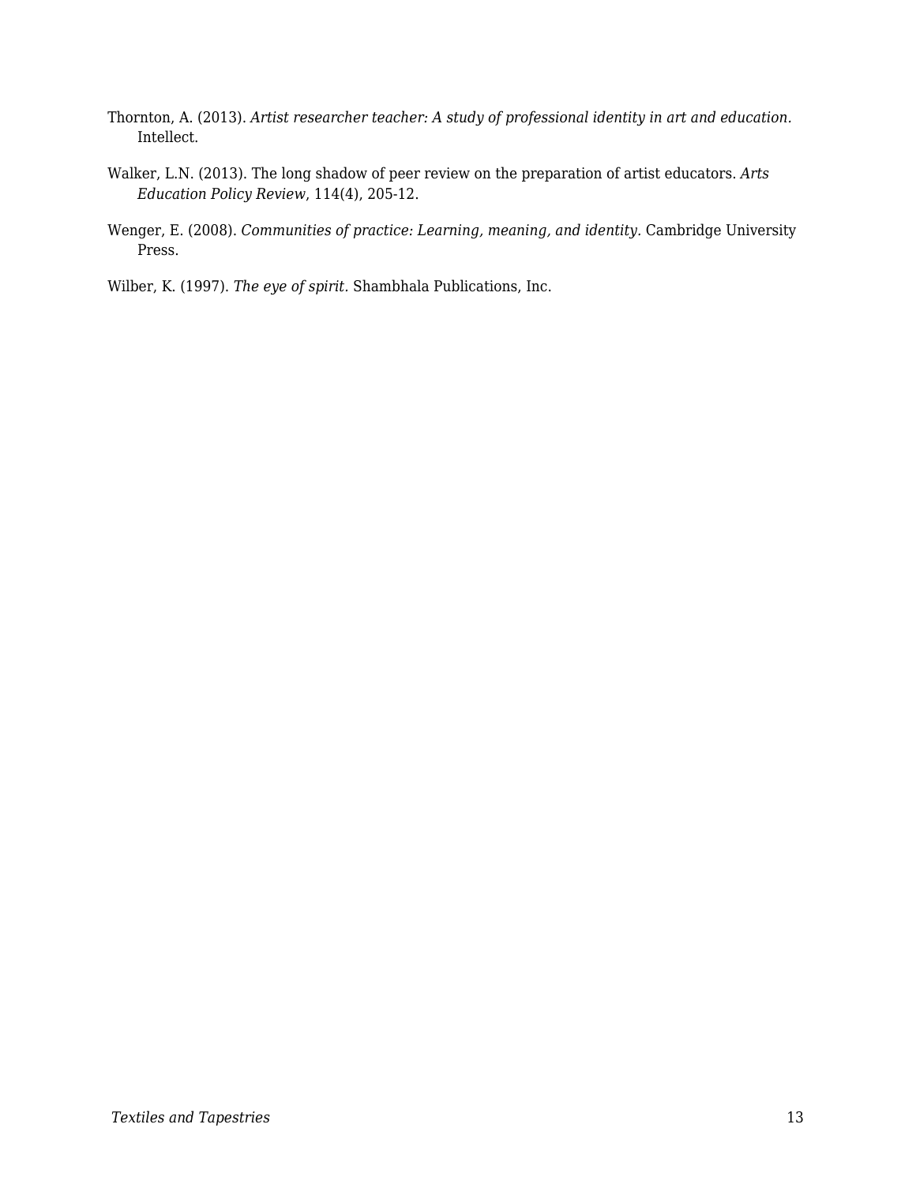Thornton, A. (2013). *Artist researcher teacher: A study of professional identity in art and education.* Intellect.

Walker, L.N. (2013). The long shadow of peer review on the preparation of artist educators. *Arts Education Policy Review*, 114(4), 205-12.

Wenger, E. (2008). *Communities of practice: Learning, meaning, and identity.* Cambridge University Press.

Wilber, K. (1997). *The eye of spirit.* Shambhala Publications, Inc.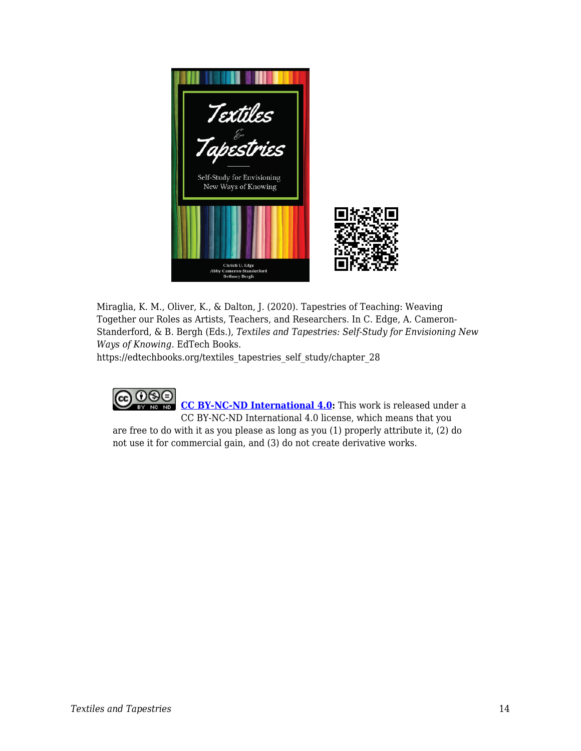Miraglia, K. M., Oliver, K., & Dalton, J. (2020). Tapestries of Teaching: Weaving Together our Roles as Artists, Teachers, and Researchers. In C. Edge, A. Cameron-Standerford, & B. Bergh (Eds.), *Textiles and Tapestries: Self-Study for Envisioning New Ways of Knowing*. EdTech Books. https://edtechbooks.org/textiles_tapestries_self_study/chapter_28

**CC BY-NC-ND International 4.0:** This work is released under a CC BY-NC-ND International 4.0 license, which means that you are free to do with it as you please as long as you (1) properly attribute it, (2) do not use it for commercial gain, and (3) do not create derivative works.